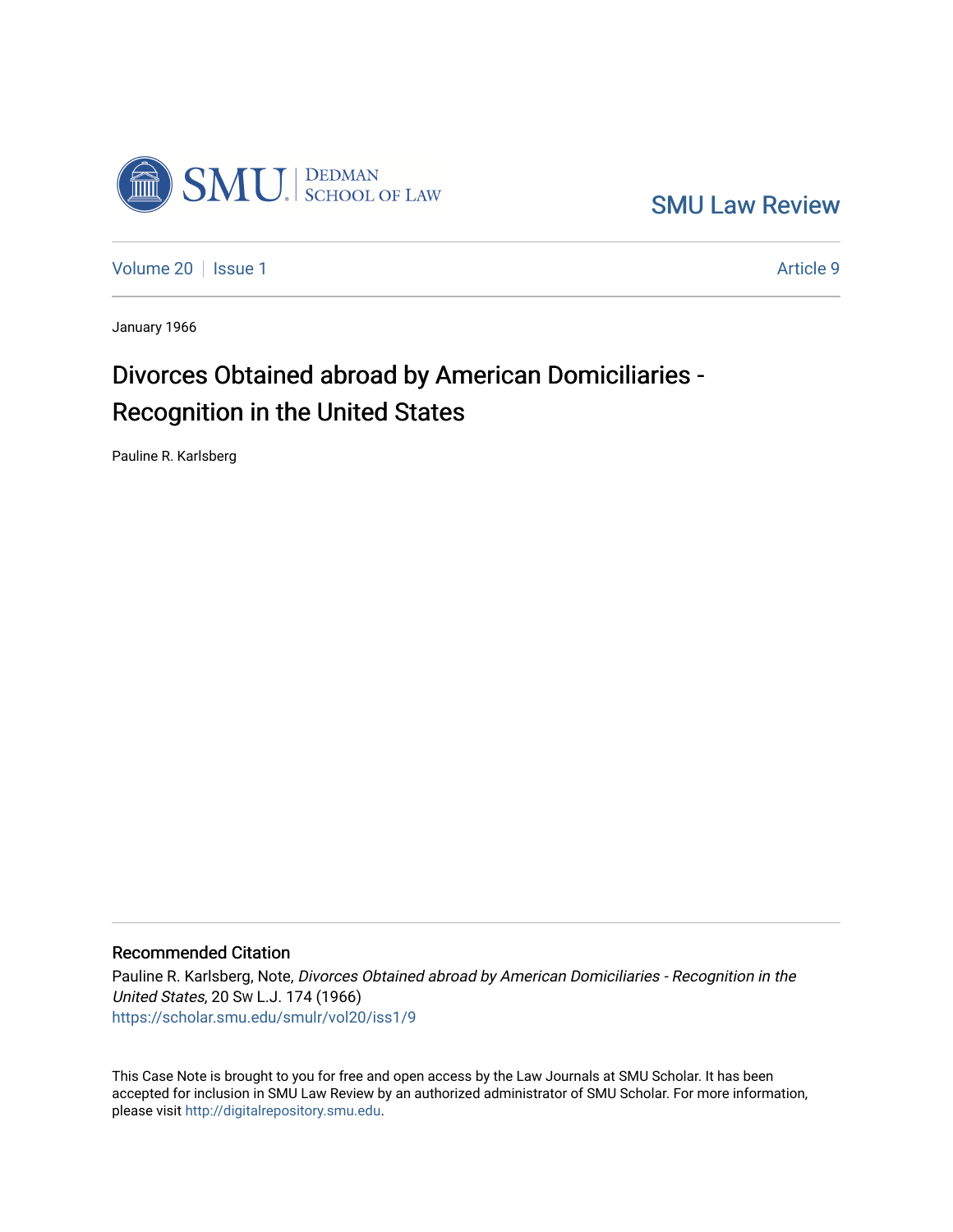SMU Law Review

Volume 20 | Issue 1 | Article 9

January 1966

# Divorces Obtained abroad by American Domiciliaries - Recognition in the United States

Pauline R. Karlsberg

## Recommended Citation

Pauline R. Karlsberg, Note, *Divorces Obtained abroad by American Domiciliaries - Recognition in the United States*, 20 Sw L.J. 174 (1966)
https://scholar.smu.edu/smulr/vol20/iss1/9

This Case Note is brought to you for free and open access by the Law Journals at SMU Scholar. It has been accepted for inclusion in SMU Law Review by an authorized administrator of SMU Scholar. For more information, please visit http://digitalrepository.smu.edu.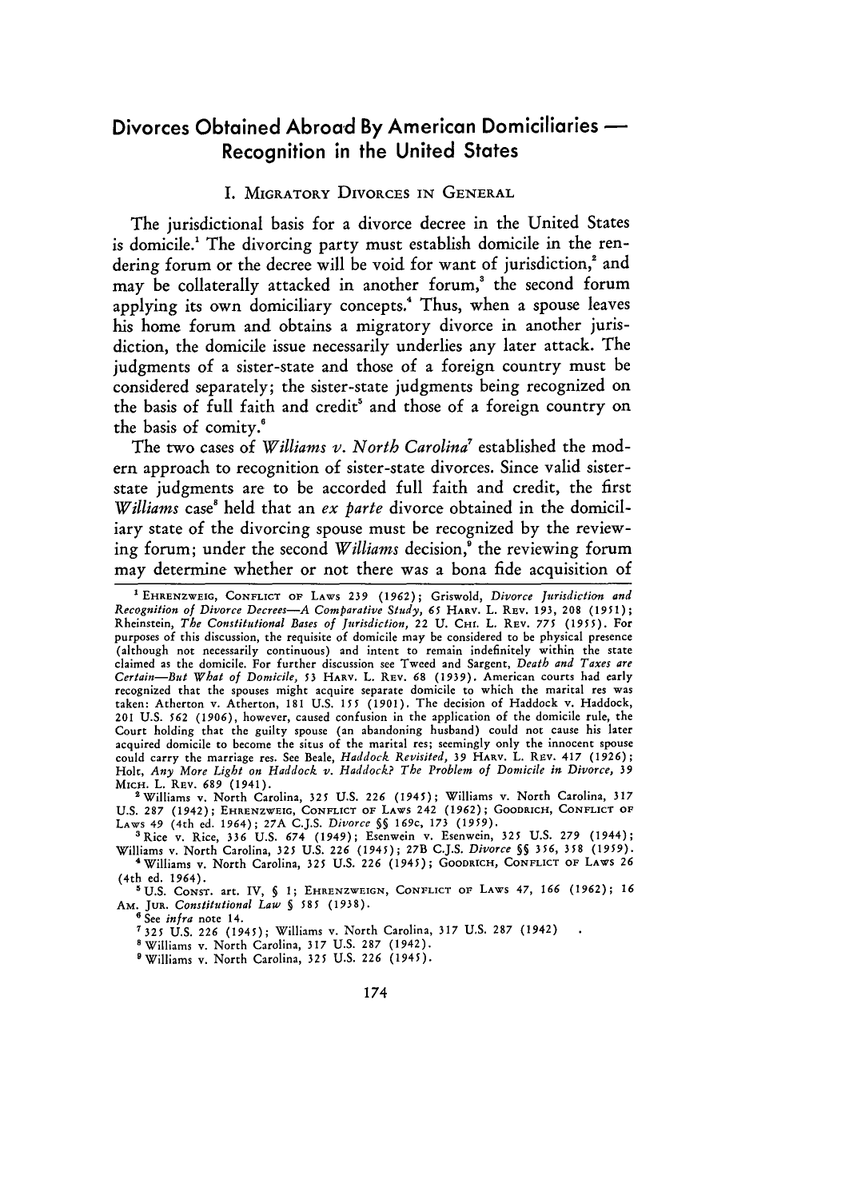# Divorces Obtained Abroad By American Domiciliaries — Recognition in the United States

## I. Migratory Divorces in General

The jurisdictional basis for a divorce decree in the United States is domicile.[1] The divorcing party must establish domicile in the rendering forum or the decree will be void for want of jurisdiction,[2] and may be collaterally attacked in another forum,[3] the second forum applying its own domiciliary concepts.[4] Thus, when a spouse leaves his home forum and obtains a migratory divorce in another jurisdiction, the domicile issue necessarily underlies any later attack. The judgments of a sister-state and those of a foreign country must be considered separately; the sister-state judgments being recognized on the basis of full faith and credit[5] and those of a foreign country on the basis of comity.[6]

The two cases of *Williams v. North Carolina*[7] established the modern approach to recognition of sister-state divorces. Since valid sister-state judgments are to be accorded full faith and credit, the first *Williams* case[8] held that an *ex parte* divorce obtained in the domiciliary state of the divorcing spouse must be recognized by the reviewing forum; under the second *Williams* decision,[9] the reviewing forum may determine whether or not there was a bona fide acquisition of

---

[1] Ehrenzweig, Conflict of Laws 239 (1962); Griswold, *Divorce Jurisdiction and Recognition of Divorce Decrees—A Comparative Study*, 65 Harv. L. Rev. 193, 208 (1951); Rheinstein, *The Constitutional Bases of Jurisdiction*, 22 U. Chi. L. Rev. 775 (1955). For purposes of this discussion, the requisite of domicile may be considered to be physical presence (although not necessarily continuous) and intent to remain indefinitely within the state claimed as the domicile. For further discussion see Tweed and Sargent, *Death and Taxes are Certain—But What of Domicile*, 53 Harv. L. Rev. 68 (1939). American courts had early recognized that the spouses might acquire separate domicile to which the marital res was taken: Atherton v. Atherton, 181 U.S. 155 (1901). The decision of Haddock v. Haddock, 201 U.S. 562 (1906), however, caused confusion in the application of the domicile rule, the Court holding that the guilty spouse (an abandoning husband) could not cause his later acquired domicile to become the situs of the marital res; seemingly only the innocent spouse could carry the marriage res. See Beale, *Haddock Revisited*, 39 Harv. L. Rev. 417 (1926); Holt, *Any More Light on Haddock v. Haddock? The Problem of Domicile in Divorce*, 39 Mich. L. Rev. 689 (1941).

[2] Williams v. North Carolina, 325 U.S. 226 (1945); Williams v. North Carolina, 317 U.S. 287 (1942); Ehrenzweig, Conflict of Laws 242 (1962); Goodrich, Conflict of Laws 49 (4th ed. 1964); 27A C.J.S. *Divorce* §§ 169c, 173 (1959).

[3] Rice v. Rice, 336 U.S. 674 (1949); Esenwein v. Esenwein, 325 U.S. 279 (1944); Williams v. North Carolina, 325 U.S. 226 (1945); 27B C.J.S. *Divorce* §§ 356, 358 (1959).

[4] Williams v. North Carolina, 325 U.S. 226 (1945); Goodrich, Conflict of Laws 26 (4th ed. 1964).

[5] U.S. Const. art. IV, § 1; Ehrenzweign, Conflict of Laws 47, 166 (1962); 16 Am. Jur. *Constitutional Law* § 585 (1938).

[6] See *infra* note 14.

[7] 325 U.S. 226 (1945); Williams v. North Carolina, 317 U.S. 287 (1942).

[8] Williams v. North Carolina, 317 U.S. 287 (1942).

[9] Williams v. North Carolina, 325 U.S. 226 (1945).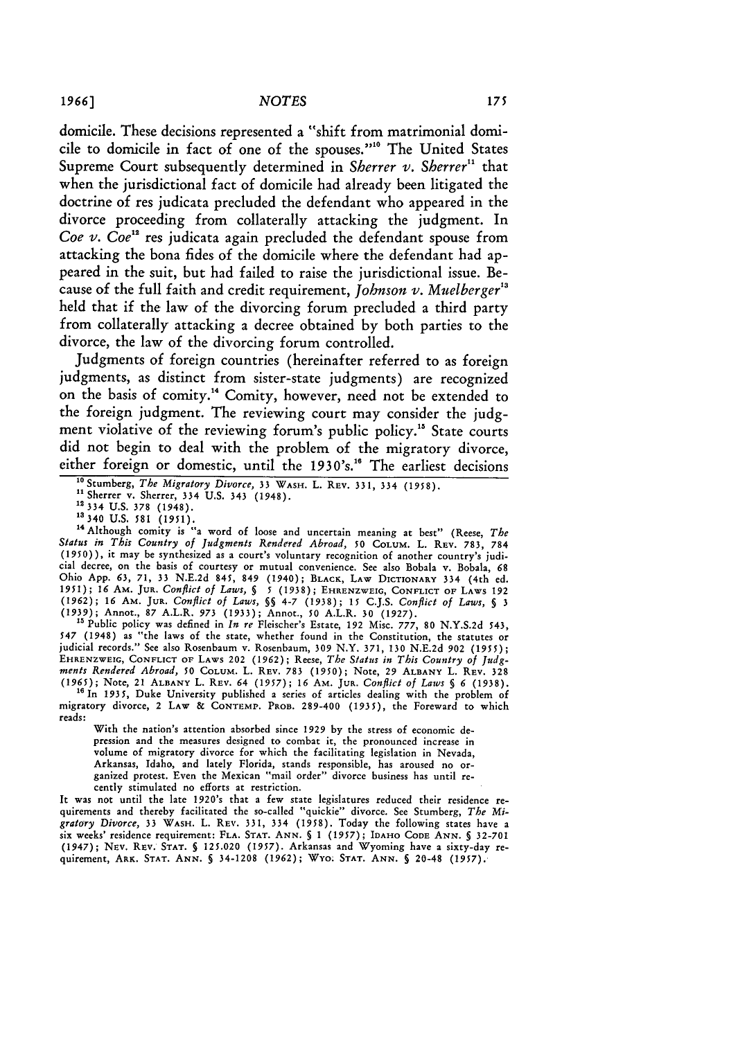domicile. These decisions represented a "shift from matrimonial domicile to domicile in fact of one of the spouses."[10] The United States Supreme Court subsequently determined in *Sherrer v. Sherrer*[11] that when the jurisdictional fact of domicile had already been litigated the doctrine of res judicata precluded the defendant who appeared in the divorce proceeding from collaterally attacking the judgment. In *Coe v. Coe*[12] res judicata again precluded the defendant spouse from attacking the bona fides of the domicile where the defendant had appeared in the suit, but had failed to raise the jurisdictional issue. Because of the full faith and credit requirement, *Johnson v. Muelberger*[13] held that if the law of the divorcing forum precluded a third party from collaterally attacking a decree obtained by both parties to the divorce, the law of the divorcing forum controlled.

Judgments of foreign countries (hereinafter referred to as foreign judgments, as distinct from sister-state judgments) are recognized on the basis of comity.[14] Comity, however, need not be extended to the foreign judgment. The reviewing court may consider the judgment violative of the reviewing forum's public policy.[15] State courts did not begin to deal with the problem of the migratory divorce, either foreign or domestic, until the 1930's.[16] The earliest decisions

---

[10] Stumberg, *The Migratory Divorce*, 33 WASH. L. REV. 331, 334 (1958).

[11] Sherrer v. Sherrer, 334 U.S. 343 (1948).

[12] 334 U.S. 378 (1948).

[13] 340 U.S. 581 (1951).

[14] Although comity is "a word of loose and uncertain meaning at best" (Reese, *The Status in This Country of Judgments Rendered Abroad*, 50 COLUM. L. REV. 783, 784 (1950)), it may be synthesized as a court's voluntary recognition of another country's judicial decree, on the basis of courtesy or mutual convenience. See also Bobala v. Bobala, 68 Ohio App. 63, 71, 33 N.E.2d 845, 849 (1940); BLACK, LAW DICTIONARY 334 (4th ed. 1951); 16 AM. JUR. *Conflict of Laws*, § 5 (1938); EHRENZWEIG, CONFLICT OF LAWS 192 (1962); 16 AM. JUR. *Conflict of Laws*, §§ 4-7 (1938); 15 C.J.S. *Conflict of Laws*, § 3 (1939); Annot., 87 A.L.R. 973 (1933); Annot., 50 A.L.R. 30 (1927).

[15] Public policy was defined in *In re* Fleischer's Estate, 192 Misc. 777, 80 N.Y.S.2d 543, 547 (1948) as "the laws of the state, whether found in the Constitution, the statutes or judicial records." See also Rosenbaum v. Rosenbaum, 309 N.Y. 371, 130 N.E.2d 902 (1955); EHRENZWEIG, CONFLICT OF LAWS 202 (1962); Reese, *The Status in This Country of Judgments Rendered Abroad*, 50 COLUM. L. REV. 783 (1950); Note, 29 ALBANY L. REV. 328 (1965); Note, 21 ALBANY L. REV. 64 (1957); 16 AM. JUR. *Conflict of Laws* § 6 (1938).

[16] In 1935, Duke University published a series of articles dealing with the problem of migratory divorce, 2 LAW & CONTEMP. PROB. 289-400 (1935), the Foreward to which reads:

> With the nation's attention absorbed since 1929 by the stress of economic depression and the measures designed to combat it, the pronounced increase in volume of migratory divorce for which the facilitating legislation in Nevada, Arkansas, Idaho, and lately Florida, stands responsible, has aroused no organized protest. Even the Mexican "mail order" divorce business has until recently stimulated no efforts at restriction.

It was not until the late 1920's that a few state legislatures reduced their residence requirements and thereby facilitated the so-called "quickie" divorce. See Stumberg, *The Migratory Divorce*, 33 WASH. L. REV. 331, 334 (1958). Today the following states have a six weeks' residence requirement: FLA. STAT. ANN. § 1 (1957); IDAHO CODE ANN. § 32-701 (1947); NEV. REV. STAT. § 125.020 (1957). Arkansas and Wyoming have a sixty-day requirement, ARK. STAT. ANN. § 34-1208 (1962); WYO. STAT. ANN. § 20-48 (1957).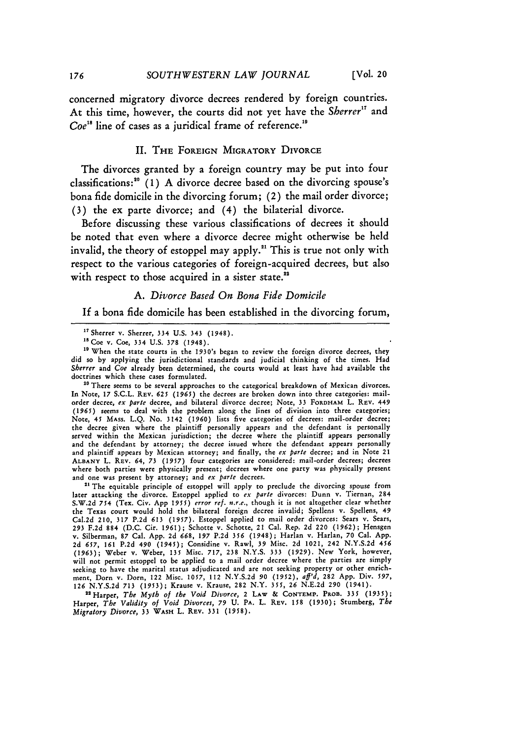concerned migratory divorce decrees rendered by foreign countries. At this time, however, the courts did not yet have the *Sherrer*[17] and *Coe*[18] line of cases as a juridical frame of reference.[19]

## II. The Foreign Migratory Divorce

The divorces granted by a foreign country may be put into four classifications:[20] (1) A divorce decree based on the divorcing spouse's bona fide domicile in the divorcing forum; (2) the mail order divorce; (3) the ex parte divorce; and (4) the bilaterial divorce.

Before discussing these various classifications of decrees it should be noted that even where a divorce decree might otherwise be held invalid, the theory of estoppel may apply.[21] This is true not only with respect to the various categories of foreign-acquired decrees, but also with respect to those acquired in a sister state.[22]

### A. *Divorce Based On Bona Fide Domicile*

If a bona fide domicile has been established in the divorcing forum,

---

[17] Sherrer v. Sherrer, 334 U.S. 343 (1948).

[18] Coe v. Coe, 334 U.S. 378 (1948).

[19] When the state courts in the 1930's began to review the foreign divorce decrees, they did so by applying the jurisdictional standards and judicial thinking of the times. Had *Sherrer* and *Coe* already been determined, the courts would at least have had available the doctrines which these cases formulated.

[20] There seems to be several approaches to the categorical breakdown of Mexican divorces. In Note, 17 S.C.L. Rev. 625 (1965) the decrees are broken down into three categories: mail-order decree, *ex parte* decree, and bilateral divorce decree; Note, 33 Fordham L. Rev. 449 (1965) seems to deal with the problem along the lines of division into three categories; Note, 45 Mass. L.Q. No. 3142 (1960) lists five categories of decrees: mail-order decree; the decree given where the plaintiff personally appears and the defendant is personally served within the Mexican jurisdiction; the decree where the plaintiff appears personally and the defendant by attorney; the decree issued where the defendant appears personally and plaintiff appears by Mexican attorney; and finally, the *ex parte* decree; and in Note 21 Albany L. Rev. 64, 73 (1957) four categories are considered: mail-order decrees; decrees where both parties were physically present; decrees where one party was physically present and one was present by attorney; and *ex parte* decrees.

[21] The equitable principle of estoppel will apply to preclude the divorcing spouse from later attacking the divorce. Estoppel applied to *ex parte* divorces: Dunn v. Tiernan, 284 S.W.2d 754 (Tex. Civ. App 1955) *error ref. n.r.e.*, though it is not altogether clear whether the Texas court would hold the bilateral foreign decree invalid; Spellens v. Spellens, 49 Cal.2d 210, 317 P.2d 613 (1957). Estoppel applied to mail order divorces: Sears v. Sears, 293 F.2d 884 (D.C. Cir. 1961); Schotte v. Schotte, 21 Cal. Rep. 2d 220 (1962); Hensgen v. Silberman, 87 Cal. App. 2d 668, 197 P.2d 356 (1948); Harlan v. Harlan, 70 Cal. App. 2d 657, 161 P.2d 490 (1945); Considine v. Rawl, 39 Misc. 2d 1021, 242 N.Y.S.2d 456 (1963); Weber v. Weber, 135 Misc. 717, 238 N.Y.S. 333 (1929). New York, however, will not permit estoppel to be applied to a mail order decree where the parties are simply seeking to have the marital status adjudicated and are not seeking property or other enrichment, Dorn v. Dorn, 122 Misc. 1057, 112 N.Y.S.2d 90 (1952), *aff'd*, 282 App. Div. 597, 126 N.Y.S.2d 713 (1953); Krause v. Krause, 282 N.Y. 355, 26 N.E.2d 290 (1941).

[22] Harper, *The Myth of the Void Divorce*, 2 Law & Contemp. Prob. 335 (1935); Harper, *The Validity of Void Divorces*, 79 U. Pa. L. Rev. 158 (1930); Stumberg, *The Migratory Divorce*, 33 Wash L. Rev. 331 (1958).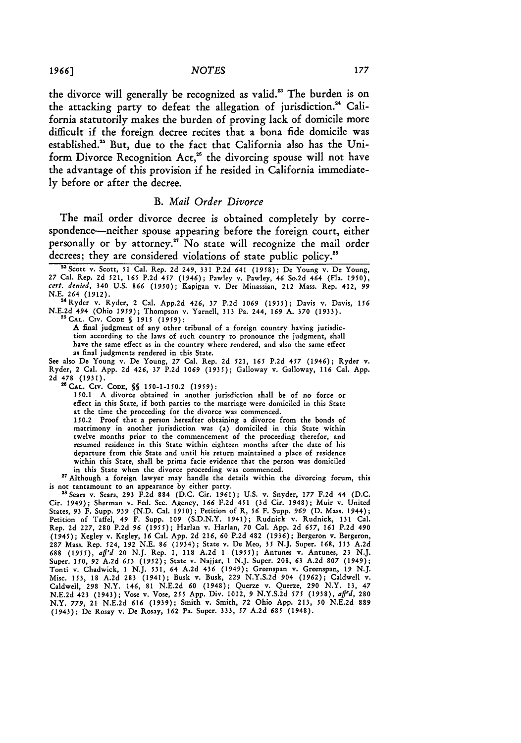the divorce will generally be recognized as valid.[23] The burden is on the attacking party to defeat the allegation of jurisdiction.[24] California statutorily makes the burden of proving lack of domicile more difficult if the foreign decree recites that a bona fide domicile was established.[25] But, due to the fact that California also has the Uniform Divorce Recognition Act,[26] the divorcing spouse will not have the advantage of this provision if he resided in California immediately before or after the decree.

### B. *Mail Order Divorce*

The mail order divorce decree is obtained completely by correspondence—neither spouse appearing before the foreign court, either personally or by attorney.[27] No state will recognize the mail order decrees; they are considered violations of state public policy.[28]

---

[23] Scott v. Scott, 51 Cal. Rep. 2d 249, 331 P.2d 641 (1958); De Young v. De Young, 27 Cal. Rep. 2d 521, 165 P.2d 457 (1946); Pawley v. Pawley, 46 So.2d 464 (Fla. 1950), *cert. denied*, 340 U.S. 866 (1950); Kapigan v. Der Minassian, 212 Mass. Rep. 412, 99 N.E. 264 (1912).

[24] Ryder v. Ryder, 2 Cal. App.2d 426, 37 P.2d 1069 (1935); Davis v. Davis, 156 N.E.2d 494 (Ohio 1959); Thompson v. Yarnell, 313 Pa. 244, 169 A. 370 (1933).

[25] CAL. CIV. CODE § 1915 (1959):

> A final judgment of any other tribunal of a foreign country having jurisdiction according to the laws of such country to pronounce the judgment, shall have the same effect as in the country where rendered, and also the same effect as final judgments rendered in this State.

See also De Young v. De Young, 27 Cal. Rep. 2d 521, 165 P.2d 457 (1946); Ryder v. Ryder, 2 Cal. App. 2d 426, 37 P.2d 1069 (1935); Galloway v. Galloway, 116 Cal. App. 2d 478 (1931).

[26] CAL. CIV. CODE, §§ 150-1-150.2 (1959):

> 150.1 A divorce obtained in another jurisdiction shall be of no force or effect in this State, if both parties to the marriage were domiciled in this State at the time the proceeding for the divorce was commenced.
>
> 150.2 Proof that a person hereafter obtaining a divorce from the bonds of matrimony in another jurisdiction was (a) domiciled in this State within twelve months prior to the commencement of the proceeding therefor, and resumed residence in this State within eighteen months after the date of his departure from this State and until his return maintained a place of residence within this State, shall be prima facie evidence that the person was domiciled in this State when the divorce proceeding was commenced.

[27] Although a foreign lawyer may handle the details within the divorcing forum, this is not tantamount to an appearance by either party.

[28] Sears v. Sears, 293 F.2d 884 (D.C. Cir. 1961); U.S. v. Snyder, 177 F.2d 44 (D.C. Cir. 1949); Sherman v. Fed. Sec. Agency, 166 F.2d 451 (3d Cir. 1948); Muir v. United States, 93 F. Supp. 939 (N.D. Cal. 1950); Petition of R, 56 F. Supp. 969 (D. Mass. 1944); Petition of Taffel, 49 F. Supp. 109 (S.D.N.Y. 1941); Rudnick v. Rudnick, 131 Cal. Rep. 2d 227, 280 P.2d 96 (1955); Harlan v. Harlan, 70 Cal. App. 2d 657, 161 P.2d 490 (1945); Kegley v. Kegley, 16 Cal. App. 2d 216, 60 P.2d 482 (1936); Bergeron v. Bergeron, 287 Mass. Rep. 524, 192 N.E. 86 (1934); State v. De Meo, 35 N.J. Super. 168, 113 A.2d 688 (1955), *aff'd* 20 N.J. Rep. 1, 118 A.2d 1 (1955); Antunes v. Antunes, 23 N.J. Super. 150, 92 A.2d 653 (1952); State v. Najjar, 1 N.J. Super. 208, 63 A.2d 807 (1949); Tonti v. Chadwick, 1 N.J. 531, 64 A.2d 436 (1949); Greenspan v. Greenspan, 19 N.J. Misc. 153, 18 A.2d 283 (1941); Busk v. Busk, 229 N.Y.S.2d 904 (1962); Caldwell v. Caldwell, 298 N.Y. 146, 81 N.E.2d 60 (1948); Querze v. Querze, 290 N.Y. 13, 47 N.E.2d 423 (1943); Vose v. Vose, 255 App. Div. 1012, 9 N.Y.S.2d 575 (1938), *aff'd*, 280 N.Y. 779, 21 N.E.2d 616 (1939); Smith v. Smith, 72 Ohio App. 213, 50 N.E.2d 889 (1943); De Rosay v. De Rosay, 162 Pa. Super. 333, 57 A.2d 685 (1948).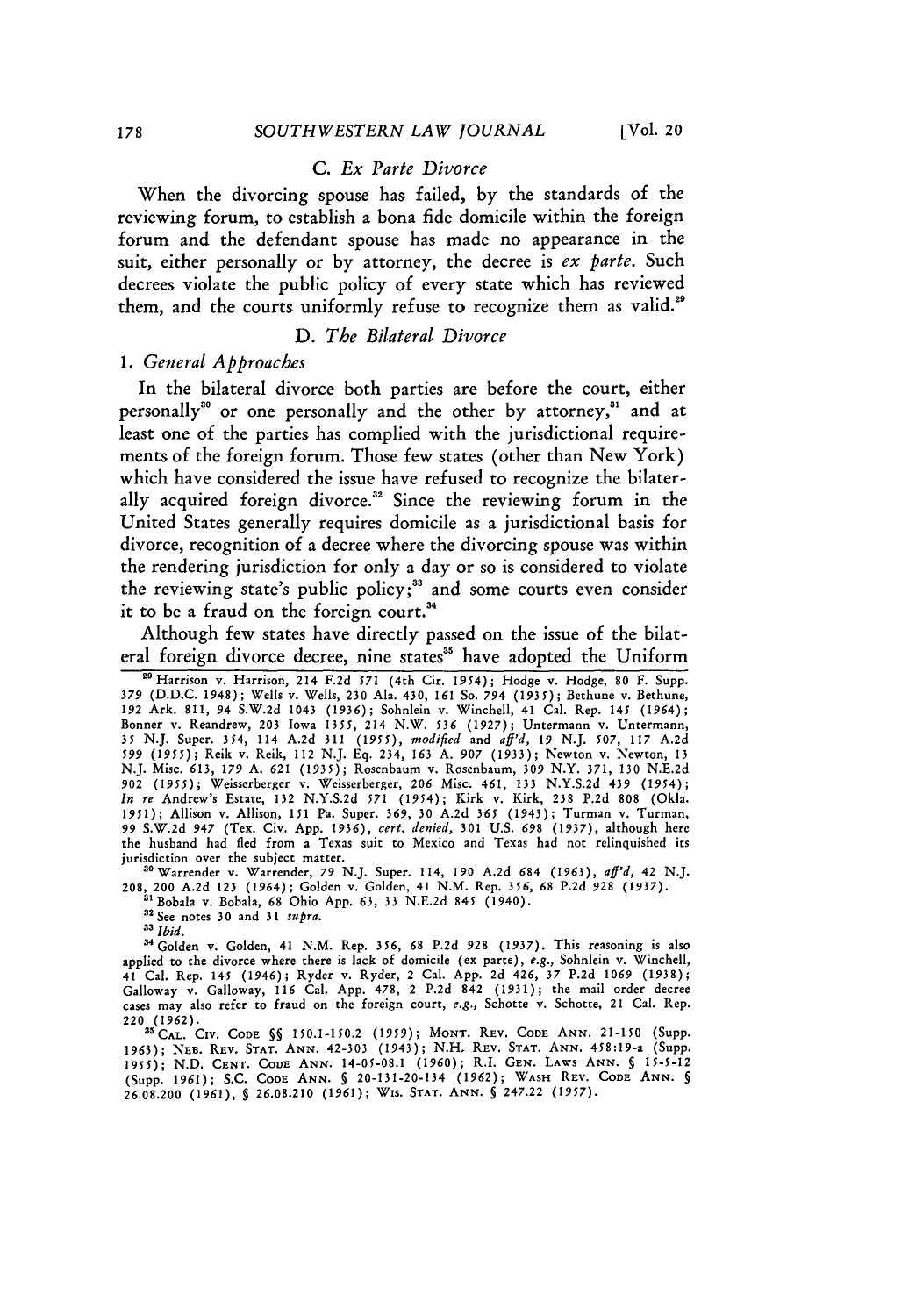### C. *Ex Parte Divorce*

When the divorcing spouse has failed, by the standards of the reviewing forum, to establish a bona fide domicile within the foreign forum and the defendant spouse has made no appearance in the suit, either personally or by attorney, the decree is *ex parte*. Such decrees violate the public policy of every state which has reviewed them, and the courts uniformly refuse to recognize them as valid.[29]

### D. *The Bilateral Divorce*

#### 1. *General Approaches*

In the bilateral divorce both parties are before the court, either personally[30] or one personally and the other by attorney,[31] and at least one of the parties has complied with the jurisdictional requirements of the foreign forum. Those few states (other than New York) which have considered the issue have refused to recognize the bilaterally acquired foreign divorce.[32] Since the reviewing forum in the United States generally requires domicile as a jurisdictional basis for divorce, recognition of a decree where the divorcing spouse was within the rendering jurisdiction for only a day or so is considered to violate the reviewing state's public policy;[33] and some courts even consider it to be a fraud on the foreign court.[34]

Although few states have directly passed on the issue of the bilateral foreign divorce decree, nine states[35] have adopted the Uniform

---

[29] Harrison v. Harrison, 214 F.2d 571 (4th Cir. 1954); Hodge v. Hodge, 80 F. Supp. 379 (D.D.C. 1948); Wells v. Wells, 230 Ala. 430, 161 So. 794 (1935); Bethune v. Bethune, 192 Ark. 811, 94 S.W.2d 1043 (1936); Sohnlein v. Winchell, 41 Cal. Rep. 145 (1964); Bonner v. Reandrew, 203 Iowa 1355, 214 N.W. 536 (1927); Untermann v. Untermann, 35 N.J. Super. 354, 114 A.2d 311 (1955), *modified* and *aff'd*, 19 N.J. 507, 117 A.2d 599 (1955); Reik v. Reik, 112 N.J. Eq. 234, 163 A. 907 (1933); Newton v. Newton, 13 N.J. Misc. 613, 179 A. 621 (1935); Rosenbaum v. Rosenbaum, 309 N.Y. 371, 130 N.E.2d 902 (1955); Weisserberger v. Weisserberger, 206 Misc. 461, 133 N.Y.S.2d 439 (1954); *In re* Andrew's Estate, 132 N.Y.S.2d 571 (1954); Kirk v. Kirk, 238 P.2d 808 (Okla. 1951); Allison v. Allison, 151 Pa. Super. 369, 30 A.2d 365 (1943); Turman v. Turman, 99 S.W.2d 947 (Tex. Civ. App. 1936), *cert. denied*, 301 U.S. 698 (1937), although here the husband had fled from a Texas suit to Mexico and Texas had not relinquished its jurisdiction over the subject matter.

[30] Warrender v. Warrender, 79 N.J. Super. 114, 190 A.2d 684 (1963), *aff'd*, 42 N.J. 208, 200 A.2d 123 (1964); Golden v. Golden, 41 N.M. Rep. 356, 68 P.2d 928 (1937).

[31] Bobala v. Bobala, 68 Ohio App. 63, 33 N.E.2d 845 (1940).

[32] See notes 30 and 31 *supra*.

[33] *Ibid.*

[34] Golden v. Golden, 41 N.M. Rep. 356, 68 P.2d 928 (1937). This reasoning is also applied to the divorce where there is lack of domicile (ex parte), *e.g.*, Sohnlein v. Winchell, 41 Cal. Rep. 145 (1946); Ryder v. Ryder, 2 Cal. App. 2d 426, 37 P.2d 1069 (1938); Galloway v. Galloway, 116 Cal. App. 478, 2 P.2d 842 (1931); the mail order decree cases may also refer to fraud on the foreign court, *e.g.*, Schotte v. Schotte, 21 Cal. Rep. 220 (1962).

[35] CAL. CIV. CODE §§ 150.1-150.2 (1959); MONT. REV. CODE ANN. 21-150 (Supp. 1963); NEB. REV. STAT. ANN. 42-303 (1943); N.H. REV. STAT. ANN. 458:19-a (Supp. 1955); N.D. CENT. CODE ANN. 14-05-08.1 (1960); R.I. GEN. LAWS ANN. § 15-5-12 (Supp. 1961); S.C. CODE ANN. § 20-131-20-134 (1962); WASH REV. CODE ANN. § 26.08.200 (1961), § 26.08.210 (1961); WIS. STAT. ANN. § 247.22 (1957).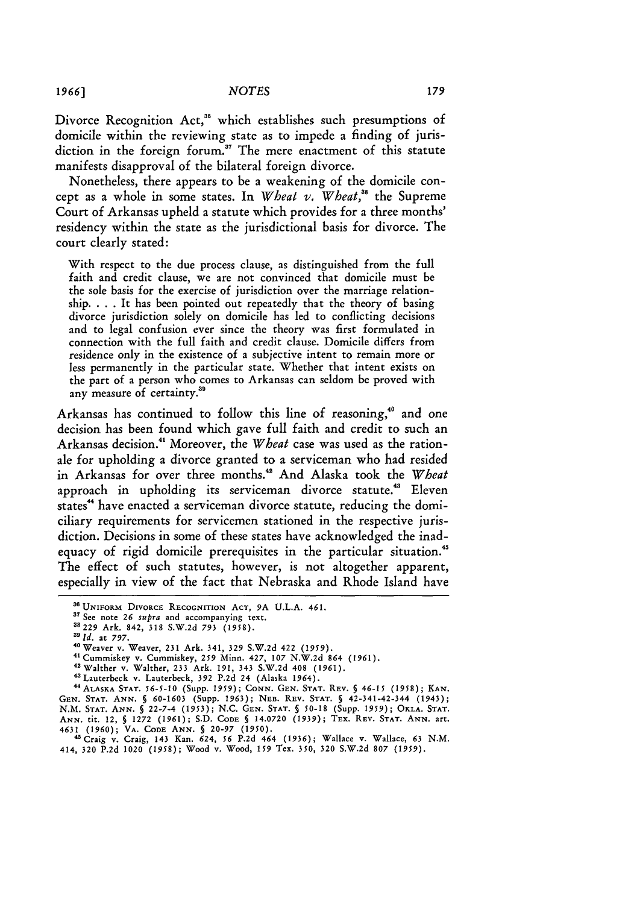Divorce Recognition Act,[36] which establishes such presumptions of domicile within the reviewing state as to impede a finding of jurisdiction in the foreign forum.[37] The mere enactment of this statute manifests disapproval of the bilateral foreign divorce.

Nonetheless, there appears to be a weakening of the domicile concept as a whole in some states. In *Wheat v. Wheat*,[38] the Supreme Court of Arkansas upheld a statute which provides for a three months' residency within the state as the jurisdictional basis for divorce. The court clearly stated:

> With respect to the due process clause, as distinguished from the full faith and credit clause, we are not convinced that domicile must be the sole basis for the exercise of jurisdiction over the marriage relationship. . . . It has been pointed out repeatedly that the theory of basing divorce jurisdiction solely on domicile has led to conflicting decisions and to legal confusion ever since the theory was first formulated in connection with the full faith and credit clause. Domicile differs from residence only in the existence of a subjective intent to remain more or less permanently in the particular state. Whether that intent exists on the part of a person who comes to Arkansas can seldom be proved with any measure of certainty.[39]

Arkansas has continued to follow this line of reasoning,[40] and one decision has been found which gave full faith and credit to such an Arkansas decision.[41] Moreover, the *Wheat* case was used as the rationale for upholding a divorce granted to a serviceman who had resided in Arkansas for over three months.[42] And Alaska took the *Wheat* approach in upholding its serviceman divorce statute.[43] Eleven states[44] have enacted a serviceman divorce statute, reducing the domiciliary requirements for servicemen stationed in the respective jurisdiction. Decisions in some of these states have acknowledged the inadequacy of rigid domicile prerequisites in the particular situation.[45] The effect of such statutes, however, is not altogether apparent, especially in view of the fact that Nebraska and Rhode Island have

---

[36] UNIFORM DIVORCE RECOGNITION ACT, 9A U.L.A. 461.

[37] See note 26 *supra* and accompanying text.

[38] 229 Ark. 842, 318 S.W.2d 793 (1958).

[39] *Id.* at 797.

[40] Weaver v. Weaver, 231 Ark. 341, 329 S.W.2d 422 (1959).

[41] Cummiskey v. Cummiskey, 259 Minn. 427, 107 N.W.2d 864 (1961).

[42] Walther v. Walther, 233 Ark. 191, 343 S.W.2d 408 (1961).

[43] Lauterbeck v. Lauterbeck, 392 P.2d 24 (Alaska 1964).

[44] ALASKA STAT. 56-5-10 (Supp. 1959); CONN. GEN. STAT. REV. § 46-15 (1958); KAN. GEN. STAT. ANN. § 60-1603 (Supp. 1963); NEB. REV. STAT. § 42-341-42-344 (1943); N.M. STAT. ANN. § 22-7-4 (1953); N.C. GEN. STAT. § 50-18 (Supp. 1959); OKLA. STAT. ANN. tit. 12, § 1272 (1961); S.D. CODE § 14.0720 (1939); TEX. REV. STAT. ANN. art. 4631 (1960); VA. CODE ANN. § 20-97 (1950).

[45] Craig v. Craig, 143 Kan. 624, 56 P.2d 464 (1936); Wallace v. Wallace, 63 N.M. 414, 320 P.2d 1020 (1958); Wood v. Wood, 159 Tex. 350, 320 S.W.2d 807 (1959).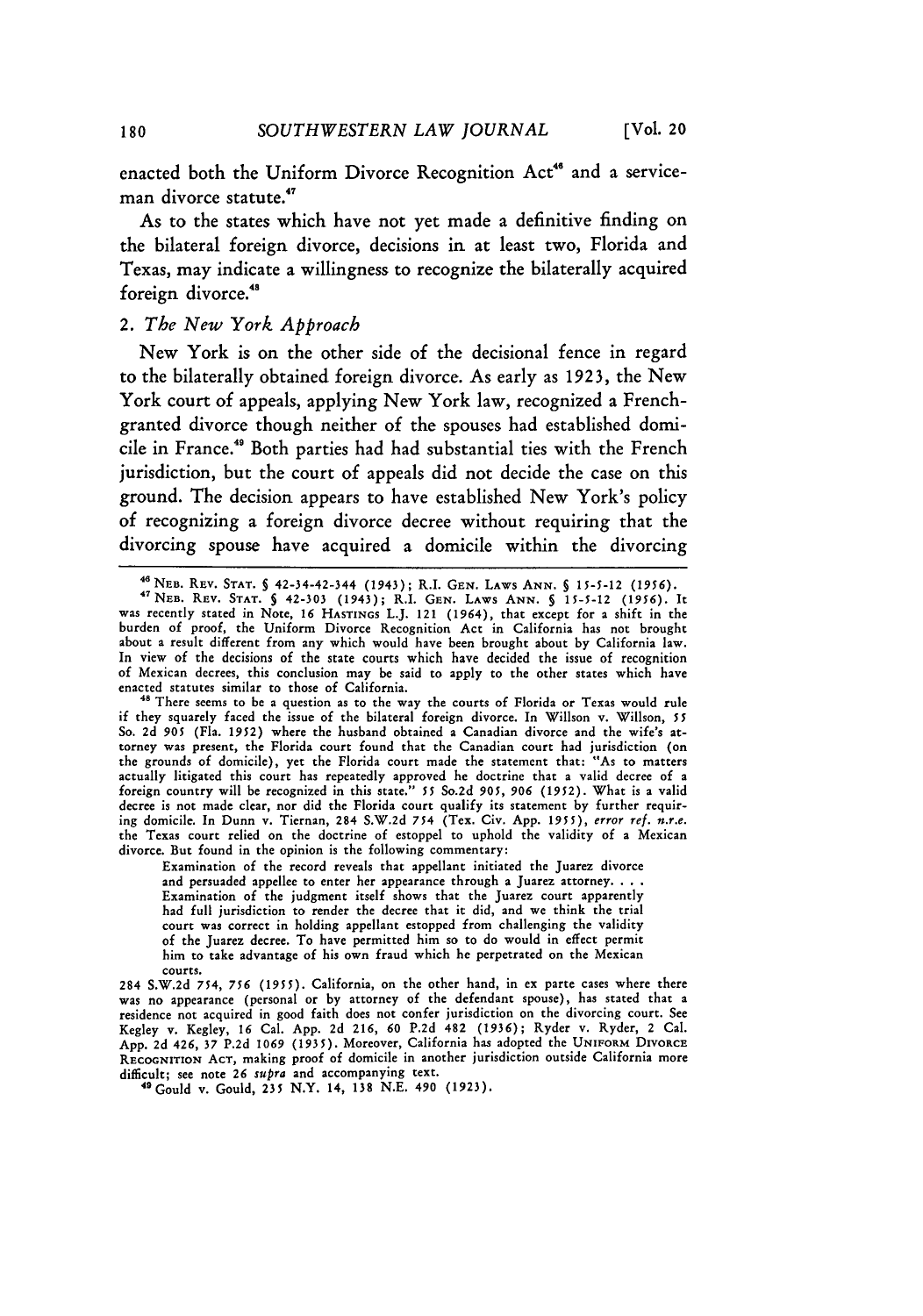enacted both the Uniform Divorce Recognition Act[46] and a serviceman divorce statute.[47]

As to the states which have not yet made a definitive finding on the bilateral foreign divorce, decisions in at least two, Florida and Texas, may indicate a willingness to recognize the bilaterally acquired foreign divorce.[48]

### 2. *The New York Approach*

New York is on the other side of the decisional fence in regard to the bilaterally obtained foreign divorce. As early as 1923, the New York court of appeals, applying New York law, recognized a French-granted divorce though neither of the spouses had established domicile in France.[49] Both parties had had substantial ties with the French jurisdiction, but the court of appeals did not decide the case on this ground. The decision appears to have established New York's policy of recognizing a foreign divorce decree without requiring that the divorcing spouse have acquired a domicile within the divorcing

---

[46] NEB. REV. STAT. § 42-34-42-344 (1943); R.I. GEN. LAWS ANN. § 15-5-12 (1956).

[47] NEB. REV. STAT. § 42-303 (1943); R.I. GEN. LAWS ANN. § 15-5-12 (1956). It was recently stated in Note, 16 HASTINGS L.J. 121 (1964), that except for a shift in the burden of proof, the Uniform Divorce Recognition Act in California has not brought about a result different from any which would have been brought about by California law. In view of the decisions of the state courts which have decided the issue of recognition of Mexican decrees, this conclusion may be said to apply to the other states which have enacted statutes similar to those of California.

[48] There seems to be a question as to the way the courts of Florida or Texas would rule if they squarely faced the issue of the bilateral foreign divorce. In Willson v. Willson, 55 So. 2d 905 (Fla. 1952) where the husband obtained a Canadian divorce and the wife's attorney was present, the Florida court found that the Canadian court had jurisdiction (on the grounds of domicile), yet the Florida court made the statement that: "As to matters actually litigated this court has repeatedly approved he doctrine that a valid decree of a foreign country will be recognized in this state." 55 So.2d 905, 906 (1952). What is a valid decree is not made clear, nor did the Florida court qualify its statement by further requiring domicile. In Dunn v. Tiernan, 284 S.W.2d 754 (Tex. Civ. App. 1955), *error ref. n.r.e.* the Texas court relied on the doctrine of estoppel to uphold the validity of a Mexican divorce. But found in the opinion is the following commentary:

> Examination of the record reveals that appellant initiated the Juarez divorce and persuaded appellee to enter her appearance through a Juarez attorney. . . . Examination of the judgment itself shows that the Juarez court apparently had full jurisdiction to render the decree that it did, and we think the trial court was correct in holding appellant estopped from challenging the validity of the Juarez decree. To have permitted him so to do would in effect permit him to take advantage of his own fraud which he perpetrated on the Mexican courts.

284 S.W.2d 754, 756 (1955). California, on the other hand, in ex parte cases where there was no appearance (personal or by attorney of the defendant spouse), has stated that a residence not acquired in good faith does not confer jurisdiction on the divorcing court. See Kegley v. Kegley, 16 Cal. App. 2d 216, 60 P.2d 482 (1936); Ryder v. Ryder, 2 Cal. App. 2d 426, 37 P.2d 1069 (1935). Moreover, California has adopted the UNIFORM DIVORCE RECOGNITION ACT, making proof of domicile in another jurisdiction outside California more difficult; see note 26 *supra* and accompanying text.

[49] Gould v. Gould, 235 N.Y. 14, 138 N.E. 490 (1923).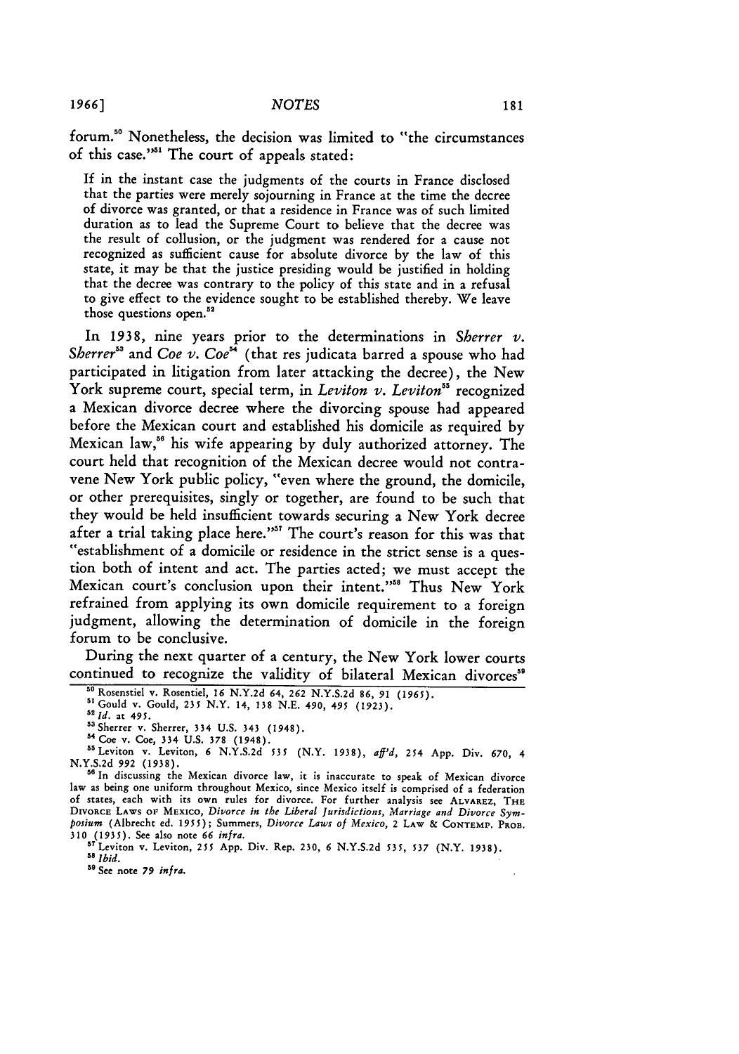forum.[50] Nonetheless, the decision was limited to "the circumstances of this case."[51] The court of appeals stated:

> If in the instant case the judgments of the courts in France disclosed that the parties were merely sojourning in France at the time the decree of divorce was granted, or that a residence in France was of such limited duration as to lead the Supreme Court to believe that the decree was the result of collusion, or the judgment was rendered for a cause not recognized as sufficient cause for absolute divorce by the law of this state, it may be that the justice presiding would be justified in holding that the decree was contrary to the policy of this state and in a refusal to give effect to the evidence sought to be established thereby. We leave those questions open.[52]

In 1938, nine years prior to the determinations in *Sherrer v. Sherrer*[53] and *Coe v. Coe*[54] (that res judicata barred a spouse who had participated in litigation from later attacking the decree), the New York supreme court, special term, in *Leviton v. Leviton*[55] recognized a Mexican divorce decree where the divorcing spouse had appeared before the Mexican court and established his domicile as required by Mexican law,[56] his wife appearing by duly authorized attorney. The court held that recognition of the Mexican decree would not contravene New York public policy, "even where the ground, the domicile, or other prerequisites, singly or together, are found to be such that they would be held insufficient towards securing a New York decree after a trial taking place here."[57] The court's reason for this was that "establishment of a domicile or residence in the strict sense is a question both of intent and act. The parties acted; we must accept the Mexican court's conclusion upon their intent."[58] Thus New York refrained from applying its own domicile requirement to a foreign judgment, allowing the determination of domicile in the foreign forum to be conclusive.

During the next quarter of a century, the New York lower courts continued to recognize the validity of bilateral Mexican divorces[59]

---

[50] Rosenstiel v. Rosentiel, 16 N.Y.2d 64, 262 N.Y.S.2d 86, 91 (1965).

[51] Gould v. Gould, 235 N.Y. 14, 138 N.E. 490, 495 (1923).

[52] *Id.* at 495.

[53] Sherrer v. Sherrer, 334 U.S. 343 (1948).

[54] Coe v. Coe, 334 U.S. 378 (1948).

[55] Leviton v. Leviton, 6 N.Y.S.2d 535 (N.Y. 1938), *aff'd*, 254 App. Div. 670, 4 N.Y.S.2d 992 (1938).

[56] In discussing the Mexican divorce law, it is inaccurate to speak of Mexican divorce law as being one uniform throughout Mexico, since Mexico itself is comprised of a federation of states, each with its own rules for divorce. For further analysis see ALVAREZ, THE DIVORCE LAWS OF MEXICO, *Divorce in the Liberal Jurisdictions, Marriage and Divorce Symposium* (Albrecht ed. 1955); Summers, *Divorce Laws of Mexico*, 2 LAW & CONTEMP. PROB. 310 (1935). See also note 66 *infra*.

[57] Leviton v. Leviton, 255 App. Div. Rep. 230, 6 N.Y.S.2d 535, 537 (N.Y. 1938).

[58] *Ibid.*

[59] See note 79 *infra*.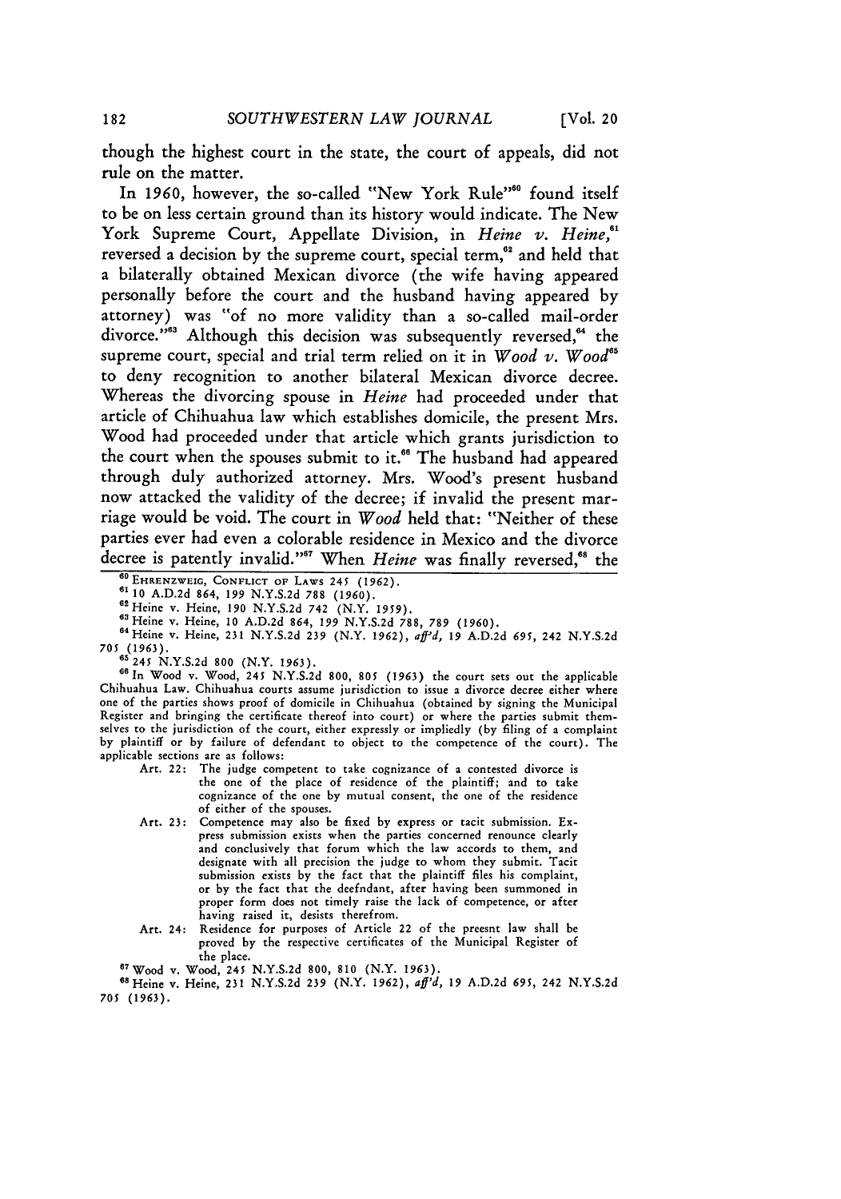though the highest court in the state, the court of appeals, did not rule on the matter.

In 1960, however, the so-called "New York Rule"[60] found itself to be on less certain ground than its history would indicate. The New York Supreme Court, Appellate Division, in *Heine v. Heine*,[61] reversed a decision by the supreme court, special term,[62] and held that a bilaterally obtained Mexican divorce (the wife having appeared personally before the court and the husband having appeared by attorney) was "of no more validity than a so-called mail-order divorce."[63] Although this decision was subsequently reversed,[64] the supreme court, special and trial term relied on it in *Wood v. Wood*[65] to deny recognition to another bilateral Mexican divorce decree. Whereas the divorcing spouse in *Heine* had proceeded under that article of Chihuahua law which establishes domicile, the present Mrs. Wood had proceeded under that article which grants jurisdiction to the court when the spouses submit to it.[66] The husband had appeared through duly authorized attorney. Mrs. Wood's present husband now attacked the validity of the decree; if invalid the present marriage would be void. The court in *Wood* held that: "Neither of these parties ever had even a colorable residence in Mexico and the divorce decree is patently invalid."[67] When *Heine* was finally reversed,[68] the

---

[60] EHRENZWEIG, CONFLICT OF LAWS 245 (1962).

[61] 10 A.D.2d 864, 199 N.Y.S.2d 788 (1960).

[62] Heine v. Heine, 190 N.Y.S.2d 742 (N.Y. 1959).

[63] Heine v. Heine, 10 A.D.2d 864, 199 N.Y.S.2d 788, 789 (1960).

[64] Heine v. Heine, 231 N.Y.S.2d 239 (N.Y. 1962), *aff'd*, 19 A.D.2d 695, 242 N.Y.S.2d 705 (1963).

[65] 245 N.Y.S.2d 800 (N.Y. 1963).

[66] In Wood v. Wood, 245 N.Y.S.2d 800, 805 (1963) the court sets out the applicable Chihuahua Law. Chihuahua courts assume jurisdiction to issue a divorce decree either where one of the parties shows proof of domicile in Chihuahua (obtained by signing the Municipal Register and bringing the certificate thereof into court) or where the parties submit themselves to the jurisdiction of the court, either expressly or impliedly (by filing of a complaint by plaintiff or by failure of defendant to object to the competence of the court). The applicable sections are as follows:

> Art. 22: The judge competent to take cognizance of a contested divorce is the one of the place of residence of the plaintiff; and to take cognizance of the one by mutual consent, the one of the residence of either of the spouses.
>
> Art. 23: Competence may also be fixed by express or tacit submission. Express submission exists when the parties concerned renounce clearly and conclusively that forum which the law accords to them, and designate with all precision the judge to whom they submit. Tacit submission exists by the fact that the plaintiff files his complaint, or by the fact that the deefndant, after having been summoned in proper form does not timely raise the lack of competence, or after having raised it, desists therefrom.
>
> Art. 24: Residence for purposes of Article 22 of the preesnt law shall be proved by the respective certificates of the Municipal Register of the place.

[67] Wood v. Wood, 245 N.Y.S.2d 800, 810 (N.Y. 1963).

[68] Heine v. Heine, 231 N.Y.S.2d 239 (N.Y. 1962), *aff'd*, 19 A.D.2d 695, 242 N.Y.S.2d 705 (1963).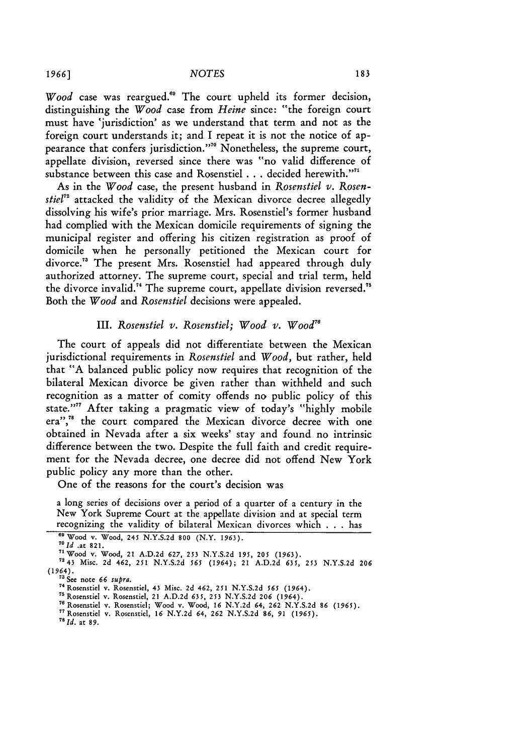*Wood* case was reargued.[69] The court upheld its former decision, distinguishing the *Wood* case from *Heine* since: "the foreign court must have 'jurisdiction' as we understand that term and not as the foreign court understands it; and I repeat it is not the notice of appearance that confers jurisdiction."[70] Nonetheless, the supreme court, appellate division, reversed since there was "no valid difference of substance between this case and Rosenstiel . . . decided herewith."[71]

As in the *Wood* case, the present husband in *Rosenstiel v. Rosenstiel*[72] attacked the validity of the Mexican divorce decree allegedly dissolving his wife's prior marriage. Mrs. Rosenstiel's former husband had complied with the Mexican domicile requirements of signing the municipal register and offering his citizen registration as proof of domicile when he personally petitioned the Mexican court for divorce.[73] The present Mrs. Rosenstiel had appeared through duly authorized attorney. The supreme court, special and trial term, held the divorce invalid.[74] The supreme court, appellate division reversed.[75] Both the *Wood* and *Rosenstiel* decisions were appealed.

### III. *Rosenstiel v. Rosenstiel; Wood v. Wood*[76]

The court of appeals did not differentiate between the Mexican jurisdictional requirements in *Rosenstiel* and *Wood*, but rather, held that "A balanced public policy now requires that recognition of the bilateral Mexican divorce be given rather than withheld and such recognition as a matter of comity offends no public policy of this state."[77] After taking a pragmatic view of today's "highly mobile era",[78] the court compared the Mexican divorce decree with one obtained in Nevada after a six weeks' stay and found no intrinsic difference between the two. Despite the full faith and credit requirement for the Nevada decree, one decree did not offend New York public policy any more than the other.

One of the reasons for the court's decision was

> a long series of decisions over a period of a quarter of a century in the New York Supreme Court at the appellate division and at special term recognizing the validity of bilateral Mexican divorces which . . . has

---

[69] Wood v. Wood, 245 N.Y.S.2d 800 (N.Y. 1963).

[70] *Id* .at 821.

[71] Wood v. Wood, 21 A.D.2d 627, 253 N.Y.S.2d 195, 205 (1963).

[72] 43 Misc. 2d 462, 251 N.Y.S.2d 565 (1964); 21 A.D.2d 635, 253 N.Y.S.2d 206 (1964).

[73] See note 66 *supra*.

[74] Rosenstiel v. Rosenstiel, 43 Misc. 2d 462, 251 N.Y.S.2d 565 (1964).

[75] Rosenstiel v. Rosenstiel, 21 A.D.2d 635, 253 N.Y.S.2d 206 (1964).

[76] Rosenstiel v. Rosenstiel; Wood v. Wood, 16 N.Y.2d 64, 262 N.Y.S.2d 86 (1965).

[77] Rosenstiel v. Rosenstiel, 16 N.Y.2d 64, 262 N.Y.S.2d 86, 91 (1965).

[78] *Id.* at 89.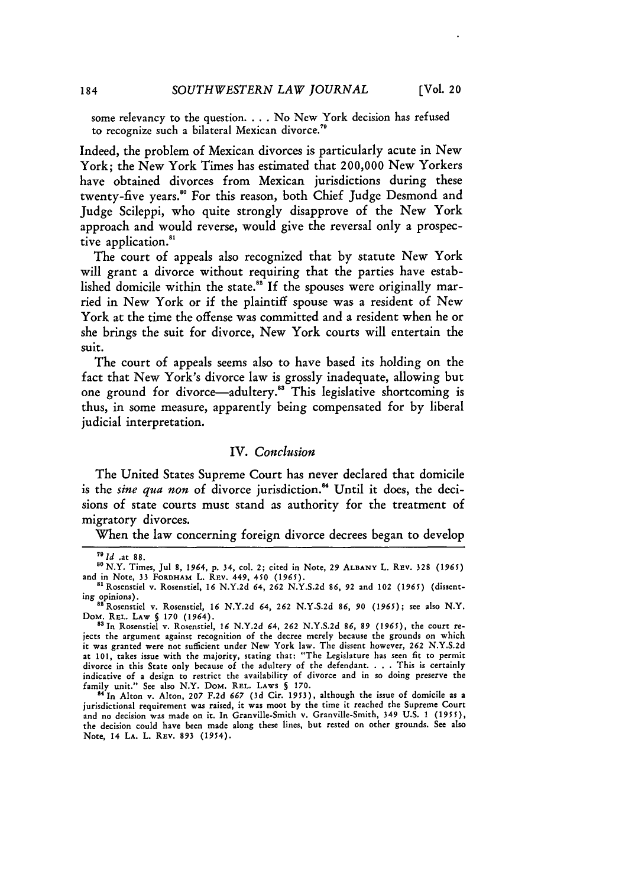some relevancy to the question. . . . No New York decision has refused to recognize such a bilateral Mexican divorce.[79]

Indeed, the problem of Mexican divorces is particularly acute in New York; the New York Times has estimated that 200,000 New Yorkers have obtained divorces from Mexican jurisdictions during these twenty-five years.[80] For this reason, both Chief Judge Desmond and Judge Scileppi, who quite strongly disapprove of the New York approach and would reverse, would give the reversal only a prospective application.[81]

The court of appeals also recognized that by statute New York will grant a divorce without requiring that the parties have established domicile within the state.[82] If the spouses were originally married in New York or if the plaintiff spouse was a resident of New York at the time the offense was committed and a resident when he or she brings the suit for divorce, New York courts will entertain the suit.

The court of appeals seems also to have based its holding on the fact that New York's divorce law is grossly inadequate, allowing but one ground for divorce—adultery.[83] This legislative shortcoming is thus, in some measure, apparently being compensated for by liberal judicial interpretation.

### IV. *Conclusion*

The United States Supreme Court has never declared that domicile is the *sine qua non* of divorce jurisdiction.[84] Until it does, the decisions of state courts must stand as authority for the treatment of migratory divorces.

When the law concerning foreign divorce decrees began to develop

---

[79] *Id* .at 88.

[80] N.Y. Times, Jul 8, 1964, p. 34, col. 2; cited in Note, 29 ALBANY L. REV. 328 (1965) and in Note, 33 FORDHAM L. REV. 449, 450 (1965).

[81] Rosenstiel v. Rosenstiel, 16 N.Y.2d 64, 262 N.Y.S.2d 86, 92 and 102 (1965) (dissenting opinions).

[82] Rosenstiel v. Rosenstiel, 16 N.Y.2d 64, 262 N.Y.S.2d 86, 90 (1965); see also N.Y. DOM. REL. LAW § 170 (1964).

[83] In Rosenstiel v. Rosenstiel, 16 N.Y.2d 64, 262 N.Y.S.2d 86, 89 (1965), the court rejects the argument against recognition of the decree merely because the grounds on which it was granted were not sufficient under New York law. The dissent however, 262 N.Y.S.2d at 101, takes issue with the majority, stating that: "The Legislature has seen fit to permit divorce in this State only because of the adultery of the defendant. . . . This is certainly indicative of a design to restrict the availability of divorce and in so doing preserve the family unit." See also N.Y. DOM. REL. LAWS § 170.

[84] In Alton v. Alton, 207 F.2d 667 (3d Cir. 1953), although the issue of domicile as a jurisdictional requirement was raised, it was moot by the time it reached the Supreme Court and no decision was made on it. In Granville-Smith v. Granville-Smith, 349 U.S. 1 (1955), the decision could have been made along these lines, but rested on other grounds. See also Note, 14 LA. L. REV. 893 (1954).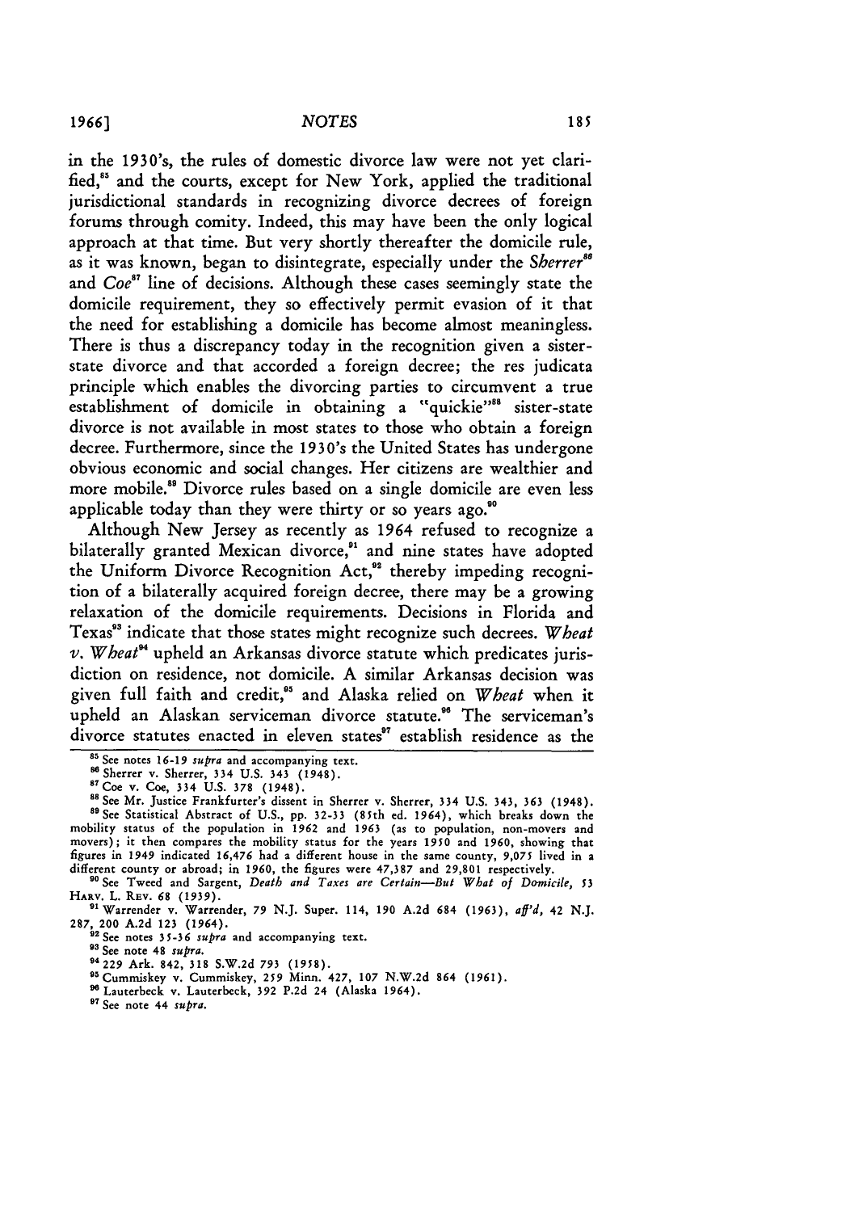in the 1930's, the rules of domestic divorce law were not yet clarified,[85] and the courts, except for New York, applied the traditional jurisdictional standards in recognizing divorce decrees of foreign forums through comity. Indeed, this may have been the only logical approach at that time. But very shortly thereafter the domicile rule, as it was known, began to disintegrate, especially under the *Sherrer*[86] and *Coe*[87] line of decisions. Although these cases seemingly state the domicile requirement, they so effectively permit evasion of it that the need for establishing a domicile has become almost meaningless. There is thus a discrepancy today in the recognition given a sister-state divorce and that accorded a foreign decree; the res judicata principle which enables the divorcing parties to circumvent a true establishment of domicile in obtaining a "quickie"[88] sister-state divorce is not available in most states to those who obtain a foreign decree. Furthermore, since the 1930's the United States has undergone obvious economic and social changes. Her citizens are wealthier and more mobile.[89] Divorce rules based on a single domicile are even less applicable today than they were thirty or so years ago.[90]

Although New Jersey as recently as 1964 refused to recognize a bilaterally granted Mexican divorce,[91] and nine states have adopted the Uniform Divorce Recognition Act,[92] thereby impeding recognition of a bilaterally acquired foreign decree, there may be a growing relaxation of the domicile requirements. Decisions in Florida and Texas[93] indicate that those states might recognize such decrees. *Wheat v. Wheat*[94] upheld an Arkansas divorce statute which predicates jurisdiction on residence, not domicile. A similar Arkansas decision was given full faith and credit,[95] and Alaska relied on *Wheat* when it upheld an Alaskan serviceman divorce statute.[96] The serviceman's divorce statutes enacted in eleven states[97] establish residence as the

---

[85] See notes 16-19 *supra* and accompanying text.

[86] Sherrer v. Sherrer, 334 U.S. 343 (1948).

[87] Coe v. Coe, 334 U.S. 378 (1948).

[88] See Mr. Justice Frankfurter's dissent in Sherrer v. Sherrer, 334 U.S. 343, 363 (1948).

[89] See Statistical Abstract of U.S., pp. 32-33 (85th ed. 1964), which breaks down the mobility status of the population in 1962 and 1963 (as to population, non-movers and movers); it then compares the mobility status for the years 1950 and 1960, showing that figures in 1949 indicated 16,476 had a different house in the same county, 9,075 lived in a different county or abroad; in 1960, the figures were 47,387 and 29,801 respectively.

[90] See Tweed and Sargent, *Death and Taxes are Certain—But What of Domicile*, 53 HARV. L. REV. 68 (1939).

[91] Warrender v. Warrender, 79 N.J. Super. 114, 190 A.2d 684 (1963), *aff'd*, 42 N.J. 287, 200 A.2d 123 (1964).

[92] See notes 35-36 *supra* and accompanying text.

[93] See note 48 *supra*.

[94] 229 Ark. 842, 318 S.W.2d 793 (1958).

[95] Cummiskey v. Cummiskey, 259 Minn. 427, 107 N.W.2d 864 (1961).

[96] Lauterbeck v. Lauterbeck, 392 P.2d 24 (Alaska 1964).

[97] See note 44 *supra*.